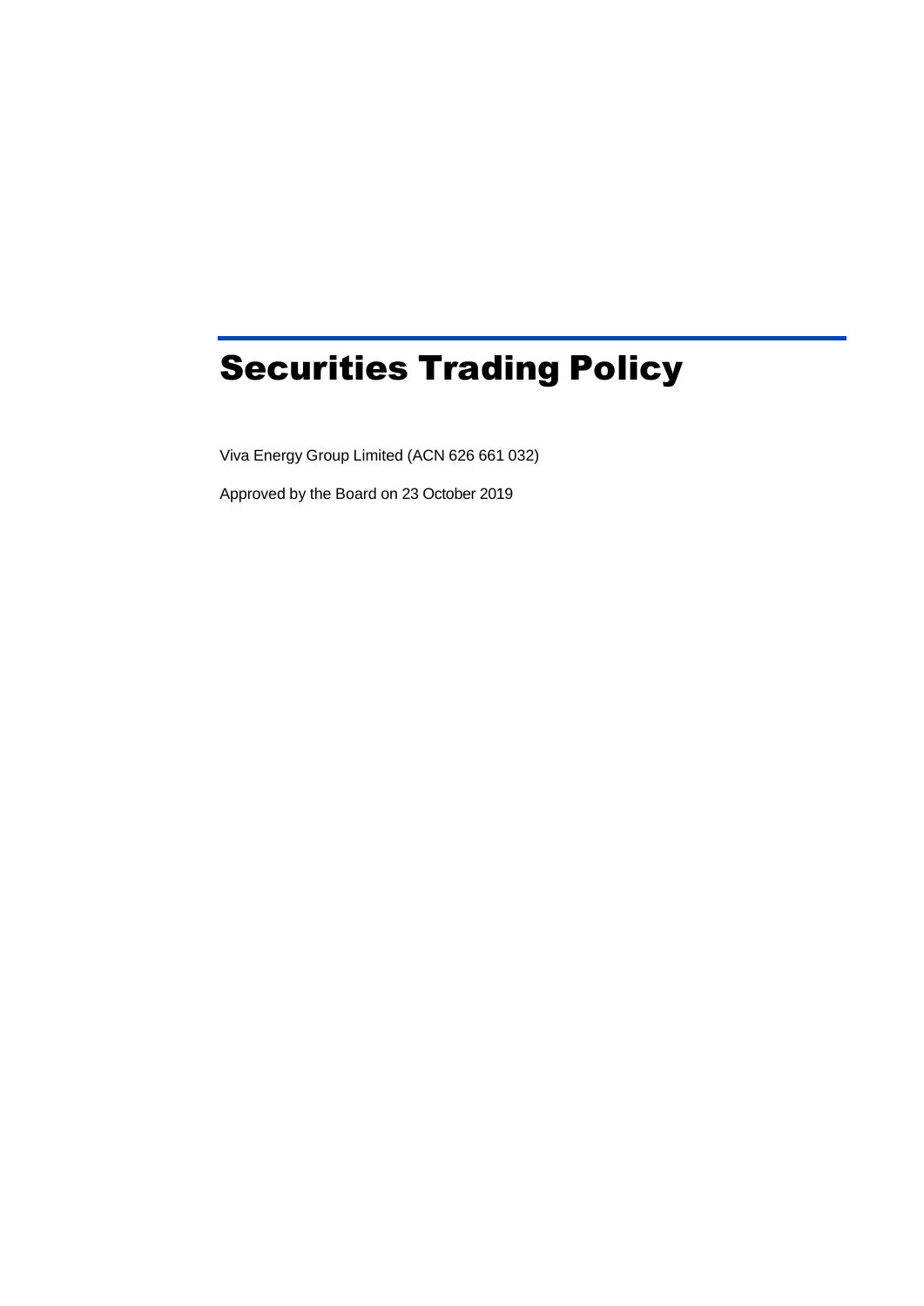# Securities Trading Policy

Viva Energy Group Limited (ACN 626 661 032)

Approved by the Board on 23 October 2019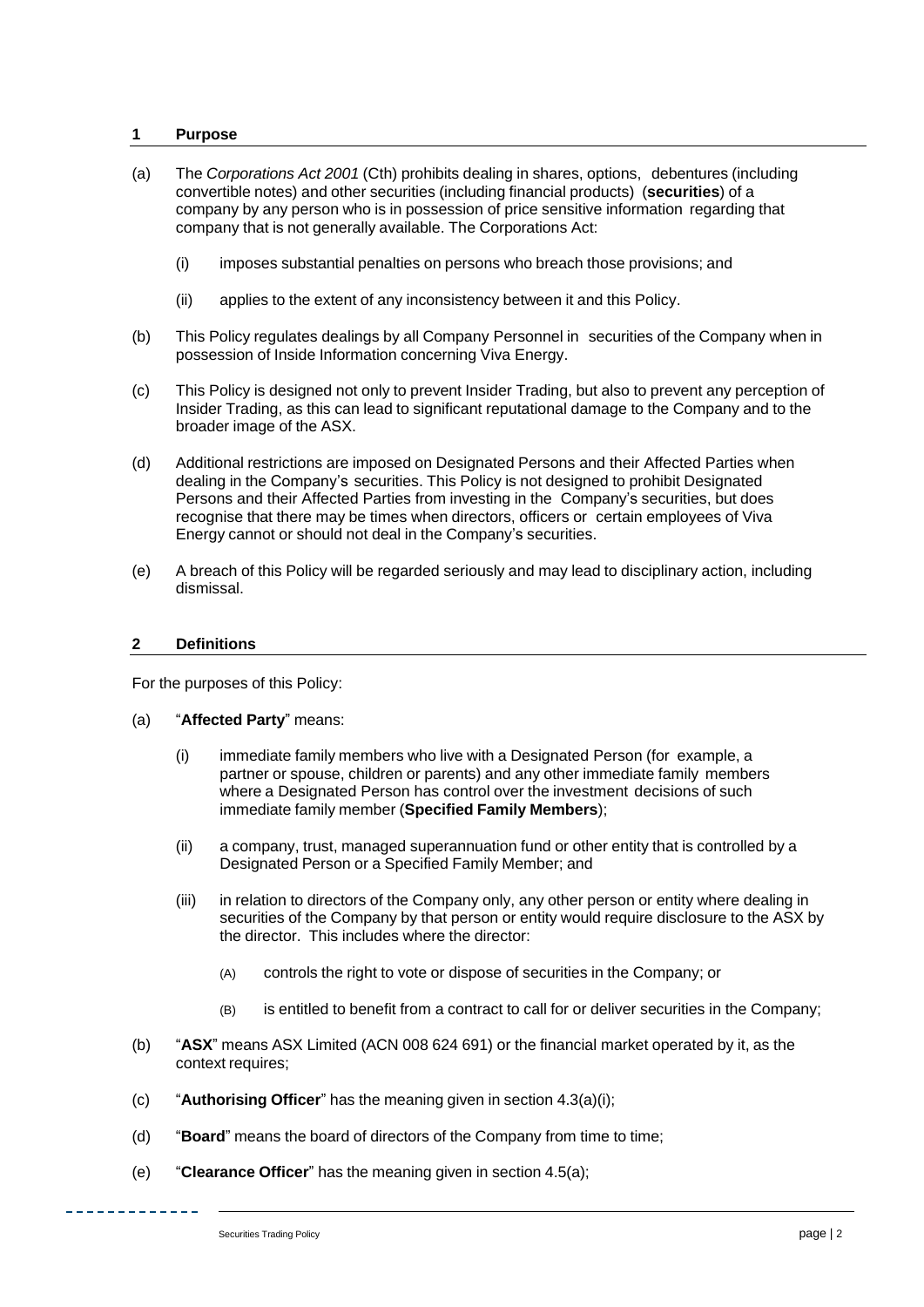## 1 Purpose

(a) The *Corporations Act 2001* (Cth) prohibits dealing in shares, options, debentures (including convertible notes) and other securities (including financial products) (**securities**) of a company by any person who is in possession of price sensitive information regarding that company that is not generally available. The Corporations Act:

(i) imposes substantial penalties on persons who breach those provisions; and

(ii) applies to the extent of any inconsistency between it and this Policy.

(b) This Policy regulates dealings by all Company Personnel in securities of the Company when in possession of Inside Information concerning Viva Energy.

(c) This Policy is designed not only to prevent Insider Trading, but also to prevent any perception of Insider Trading, as this can lead to significant reputational damage to the Company and to the broader image of the ASX.

(d) Additional restrictions are imposed on Designated Persons and their Affected Parties when dealing in the Company's securities. This Policy is not designed to prohibit Designated Persons and their Affected Parties from investing in the Company's securities, but does recognise that there may be times when directors, officers or certain employees of Viva Energy cannot or should not deal in the Company's securities.

(e) A breach of this Policy will be regarded seriously and may lead to disciplinary action, including dismissal.

## 2 Definitions

For the purposes of this Policy:

(a) "**Affected Party**" means:

(i) immediate family members who live with a Designated Person (for example, a partner or spouse, children or parents) and any other immediate family members where a Designated Person has control over the investment decisions of such immediate family member (**Specified Family Members**);

(ii) a company, trust, managed superannuation fund or other entity that is controlled by a Designated Person or a Specified Family Member; and

(iii) in relation to directors of the Company only, any other person or entity where dealing in securities of the Company by that person or entity would require disclosure to the ASX by the director. This includes where the director:

(A) controls the right to vote or dispose of securities in the Company; or

(B) is entitled to benefit from a contract to call for or deliver securities in the Company;

(b) "**ASX**" means ASX Limited (ACN 008 624 691) or the financial market operated by it, as the context requires;

(c) "**Authorising Officer**" has the meaning given in section 4.3(a)(i);

(d) "**Board**" means the board of directors of the Company from time to time;

(e) "**Clearance Officer**" has the meaning given in section 4.5(a);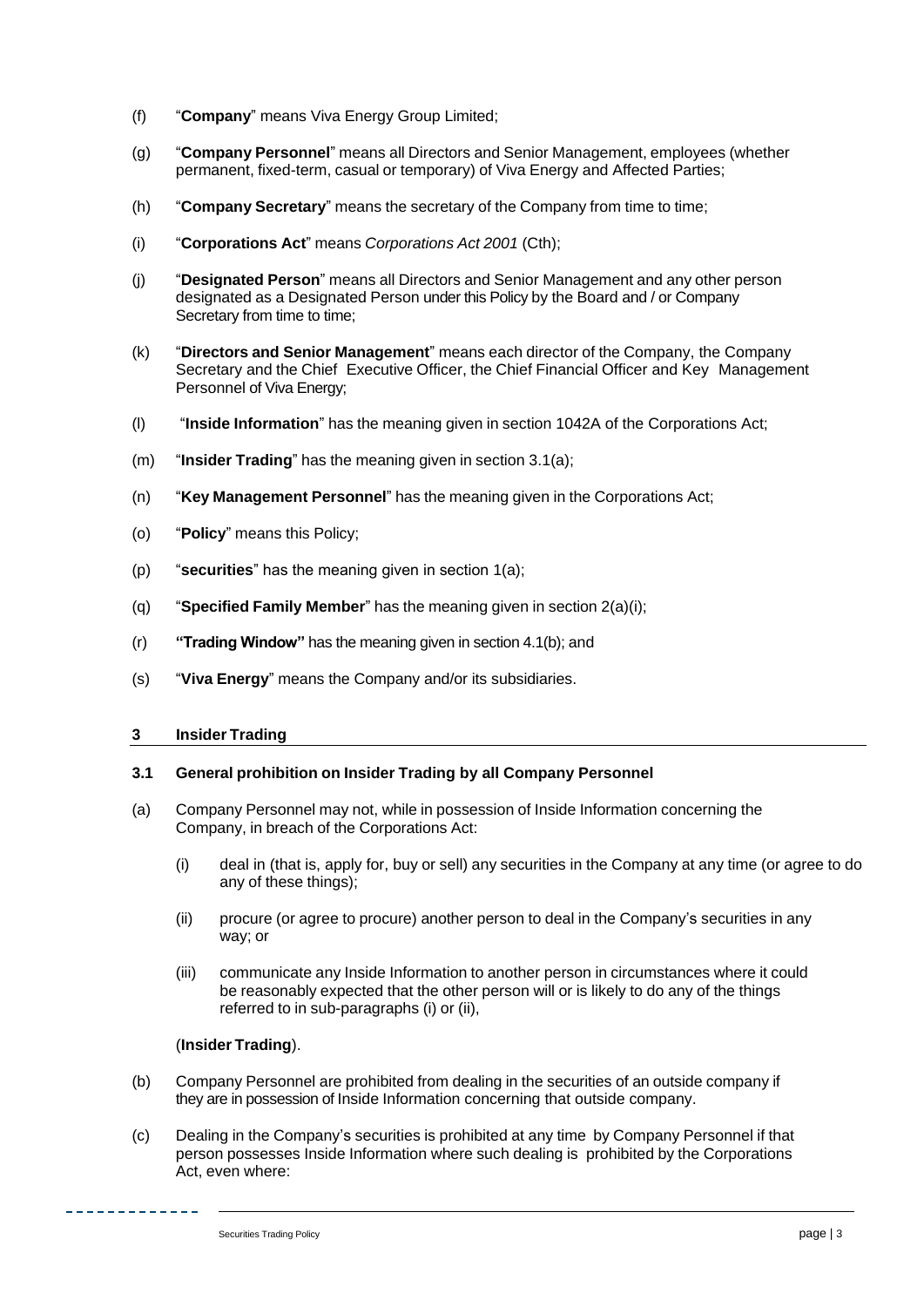(f) "**Company**" means Viva Energy Group Limited;

(g) "**Company Personnel**" means all Directors and Senior Management, employees (whether permanent, fixed-term, casual or temporary) of Viva Energy and Affected Parties;

(h) "**Company Secretary**" means the secretary of the Company from time to time;

(i) "**Corporations Act**" means *Corporations Act 2001* (Cth);

(j) "**Designated Person**" means all Directors and Senior Management and any other person designated as a Designated Person under this Policy by the Board and / or Company Secretary from time to time;

(k) "**Directors and Senior Management**" means each director of the Company, the Company Secretary and the Chief Executive Officer, the Chief Financial Officer and Key Management Personnel of Viva Energy;

(l) "**Inside Information**" has the meaning given in section 1042A of the Corporations Act;

(m) "**Insider Trading**" has the meaning given in section 3.1(a);

(n) "**Key Management Personnel**" has the meaning given in the Corporations Act;

(o) "**Policy**" means this Policy;

(p) "**securities**" has the meaning given in section 1(a);

(q) "**Specified Family Member**" has the meaning given in section 2(a)(i);

(r) **"Trading Window"** has the meaning given in section 4.1(b); and

(s) "**Viva Energy**" means the Company and/or its subsidiaries.

## 3 Insider Trading

### 3.1 General prohibition on Insider Trading by all Company Personnel

(a) Company Personnel may not, while in possession of Inside Information concerning the Company, in breach of the Corporations Act:

(i) deal in (that is, apply for, buy or sell) any securities in the Company at any time (or agree to do any of these things);

(ii) procure (or agree to procure) another person to deal in the Company's securities in any way; or

(iii) communicate any Inside Information to another person in circumstances where it could be reasonably expected that the other person will or is likely to do any of the things referred to in sub-paragraphs (i) or (ii),

(**Insider Trading**).

(b) Company Personnel are prohibited from dealing in the securities of an outside company if they are in possession of Inside Information concerning that outside company.

(c) Dealing in the Company's securities is prohibited at any time by Company Personnel if that person possesses Inside Information where such dealing is prohibited by the Corporations Act, even where: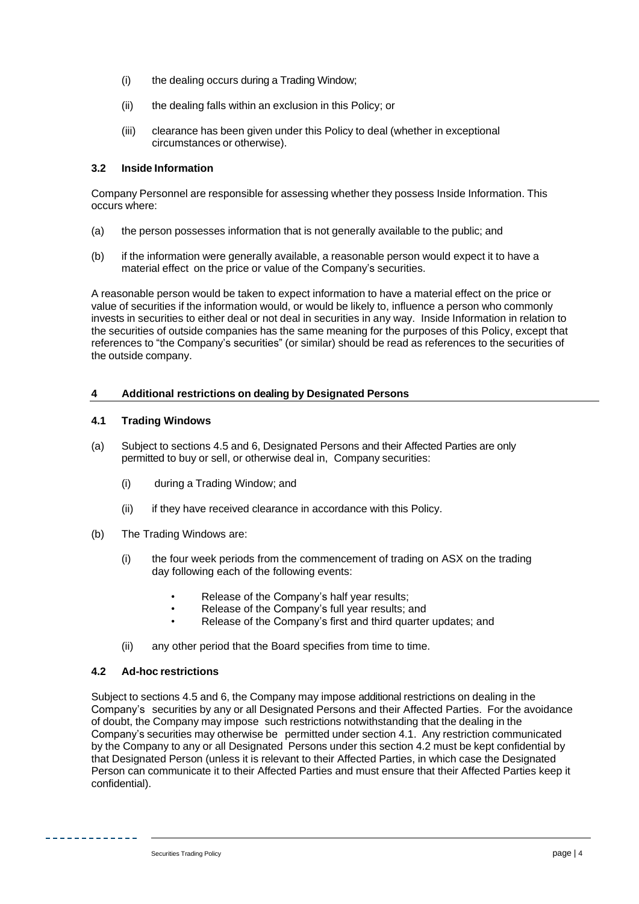(i) the dealing occurs during a Trading Window;

(ii) the dealing falls within an exclusion in this Policy; or

(iii) clearance has been given under this Policy to deal (whether in exceptional circumstances or otherwise).

### 3.2 Inside Information

Company Personnel are responsible for assessing whether they possess Inside Information. This occurs where:

(a) the person possesses information that is not generally available to the public; and

(b) if the information were generally available, a reasonable person would expect it to have a material effect on the price or value of the Company's securities.

A reasonable person would be taken to expect information to have a material effect on the price or value of securities if the information would, or would be likely to, influence a person who commonly invests in securities to either deal or not deal in securities in any way. Inside Information in relation to the securities of outside companies has the same meaning for the purposes of this Policy, except that references to "the Company's securities" (or similar) should be read as references to the securities of the outside company.

## 4 Additional restrictions on dealing by Designated Persons

### 4.1 Trading Windows

(a) Subject to sections 4.5 and 6, Designated Persons and their Affected Parties are only permitted to buy or sell, or otherwise deal in, Company securities:

(i) during a Trading Window; and

(ii) if they have received clearance in accordance with this Policy.

(b) The Trading Windows are:

(i) the four week periods from the commencement of trading on ASX on the trading day following each of the following events:

- Release of the Company's half year results;
- Release of the Company's full year results; and
- Release of the Company's first and third quarter updates; and

(ii) any other period that the Board specifies from time to time.

### 4.2 Ad-hoc restrictions

Subject to sections 4.5 and 6, the Company may impose additional restrictions on dealing in the Company's securities by any or all Designated Persons and their Affected Parties. For the avoidance of doubt, the Company may impose such restrictions notwithstanding that the dealing in the Company's securities may otherwise be permitted under section 4.1. Any restriction communicated by the Company to any or all Designated Persons under this section 4.2 must be kept confidential by that Designated Person (unless it is relevant to their Affected Parties, in which case the Designated Person can communicate it to their Affected Parties and must ensure that their Affected Parties keep it confidential).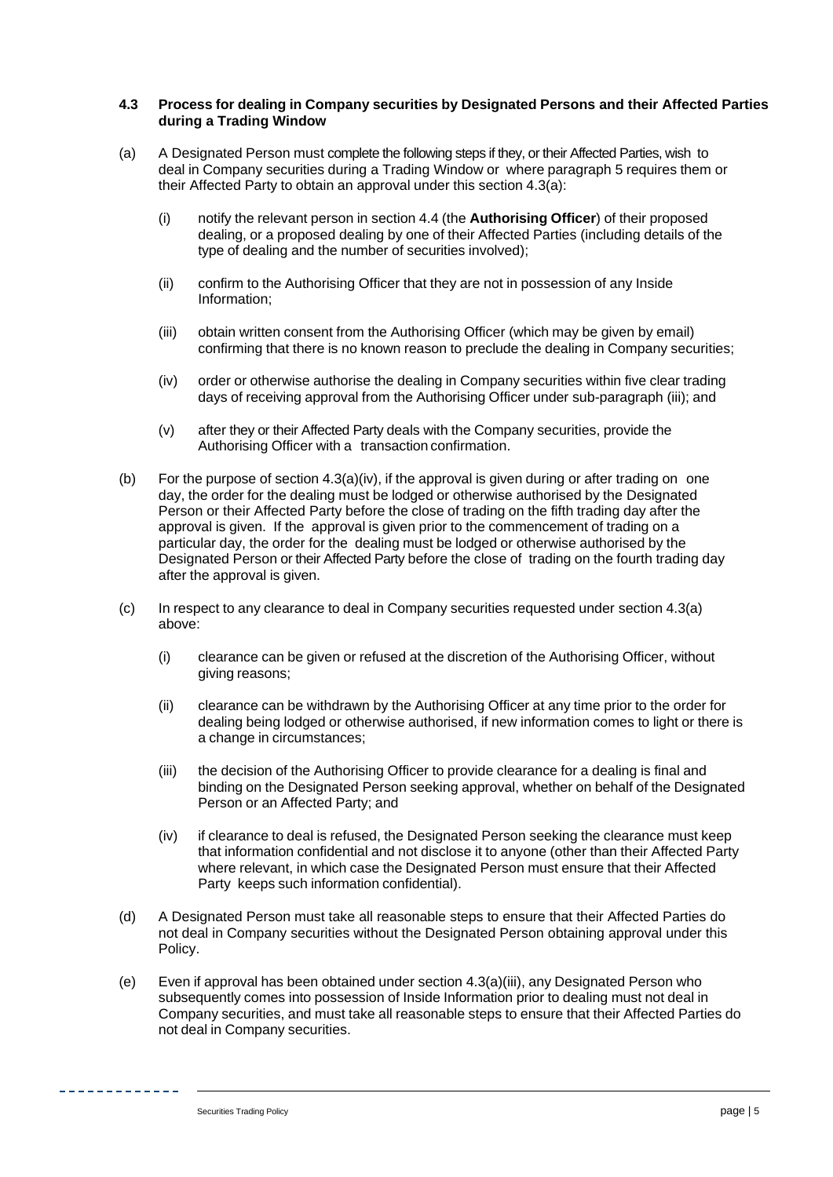### 4.3 Process for dealing in Company securities by Designated Persons and their Affected Parties during a Trading Window

(a) A Designated Person must complete the following steps if they, or their Affected Parties, wish to deal in Company securities during a Trading Window or where paragraph 5 requires them or their Affected Party to obtain an approval under this section 4.3(a):

   (i) notify the relevant person in section 4.4 (the **Authorising Officer**) of their proposed dealing, or a proposed dealing by one of their Affected Parties (including details of the type of dealing and the number of securities involved);

   (ii) confirm to the Authorising Officer that they are not in possession of any Inside Information;

   (iii) obtain written consent from the Authorising Officer (which may be given by email) confirming that there is no known reason to preclude the dealing in Company securities;

   (iv) order or otherwise authorise the dealing in Company securities within five clear trading days of receiving approval from the Authorising Officer under sub-paragraph (iii); and

   (v) after they or their Affected Party deals with the Company securities, provide the Authorising Officer with a transaction confirmation.

(b) For the purpose of section 4.3(a)(iv), if the approval is given during or after trading on one day, the order for the dealing must be lodged or otherwise authorised by the Designated Person or their Affected Party before the close of trading on the fifth trading day after the approval is given. If the approval is given prior to the commencement of trading on a particular day, the order for the dealing must be lodged or otherwise authorised by the Designated Person or their Affected Party before the close of trading on the fourth trading day after the approval is given.

(c) In respect to any clearance to deal in Company securities requested under section 4.3(a) above:

   (i) clearance can be given or refused at the discretion of the Authorising Officer, without giving reasons;

   (ii) clearance can be withdrawn by the Authorising Officer at any time prior to the order for dealing being lodged or otherwise authorised, if new information comes to light or there is a change in circumstances;

   (iii) the decision of the Authorising Officer to provide clearance for a dealing is final and binding on the Designated Person seeking approval, whether on behalf of the Designated Person or an Affected Party; and

   (iv) if clearance to deal is refused, the Designated Person seeking the clearance must keep that information confidential and not disclose it to anyone (other than their Affected Party where relevant, in which case the Designated Person must ensure that their Affected Party keeps such information confidential).

(d) A Designated Person must take all reasonable steps to ensure that their Affected Parties do not deal in Company securities without the Designated Person obtaining approval under this Policy.

(e) Even if approval has been obtained under section 4.3(a)(iii), any Designated Person who subsequently comes into possession of Inside Information prior to dealing must not deal in Company securities, and must take all reasonable steps to ensure that their Affected Parties do not deal in Company securities.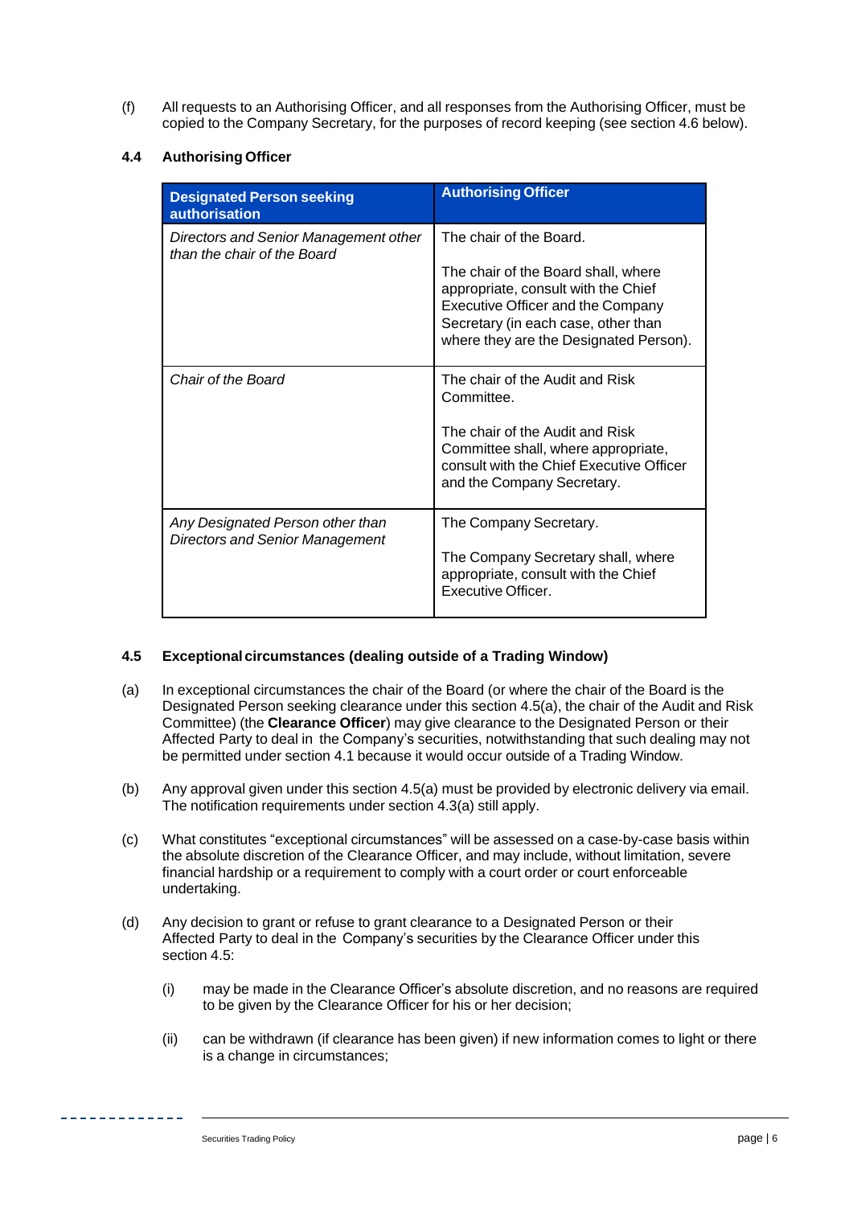(f) All requests to an Authorising Officer, and all responses from the Authorising Officer, must be copied to the Company Secretary, for the purposes of record keeping (see section 4.6 below).

### 4.4 Authorising Officer

| Designated Person seeking authorisation | Authorising Officer |
|---|---|
| *Directors and Senior Management other than the chair of the Board* | The chair of the Board.<br><br>The chair of the Board shall, where appropriate, consult with the Chief Executive Officer and the Company Secretary (in each case, other than where they are the Designated Person). |
| *Chair of the Board* | The chair of the Audit and Risk Committee.<br><br>The chair of the Audit and Risk Committee shall, where appropriate, consult with the Chief Executive Officer and the Company Secretary. |
| *Any Designated Person other than Directors and Senior Management* | The Company Secretary.<br><br>The Company Secretary shall, where appropriate, consult with the Chief Executive Officer. |

### 4.5 Exceptional circumstances (dealing outside of a Trading Window)

(a) In exceptional circumstances the chair of the Board (or where the chair of the Board is the Designated Person seeking clearance under this section 4.5(a), the chair of the Audit and Risk Committee) (the **Clearance Officer**) may give clearance to the Designated Person or their Affected Party to deal in the Company's securities, notwithstanding that such dealing may not be permitted under section 4.1 because it would occur outside of a Trading Window.

(b) Any approval given under this section 4.5(a) must be provided by electronic delivery via email. The notification requirements under section 4.3(a) still apply.

(c) What constitutes "exceptional circumstances" will be assessed on a case-by-case basis within the absolute discretion of the Clearance Officer, and may include, without limitation, severe financial hardship or a requirement to comply with a court order or court enforceable undertaking.

(d) Any decision to grant or refuse to grant clearance to a Designated Person or their Affected Party to deal in the Company's securities by the Clearance Officer under this section 4.5:

(i) may be made in the Clearance Officer's absolute discretion, and no reasons are required to be given by the Clearance Officer for his or her decision;

(ii) can be withdrawn (if clearance has been given) if new information comes to light or there is a change in circumstances;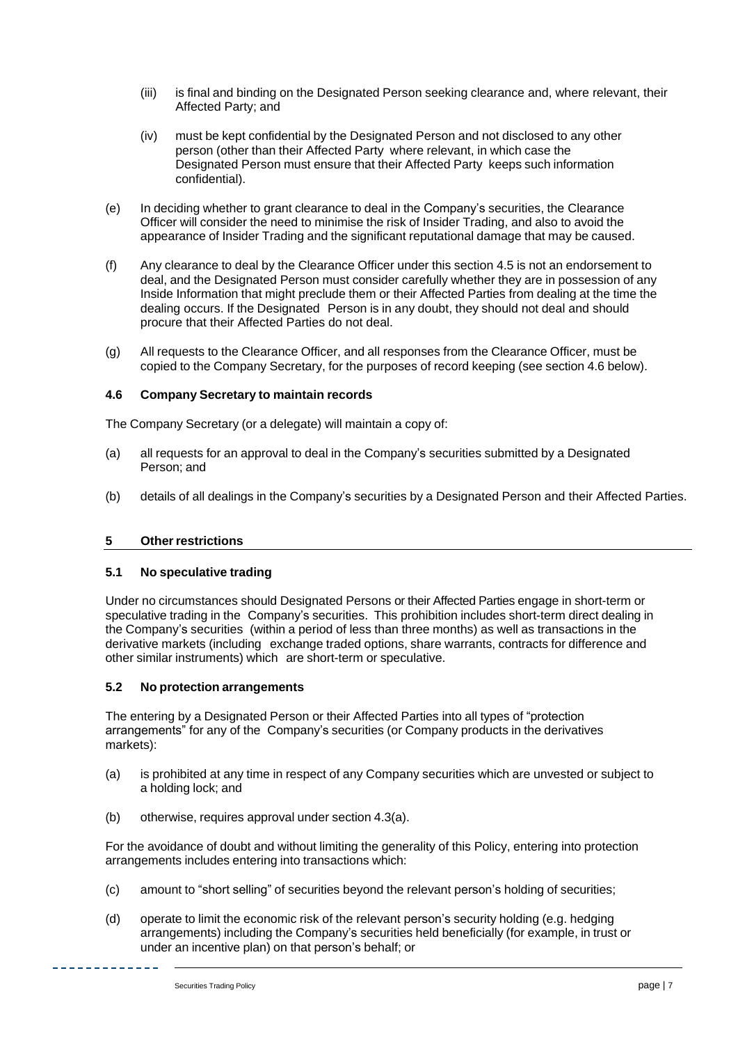(iii) is final and binding on the Designated Person seeking clearance and, where relevant, their Affected Party; and

(iv) must be kept confidential by the Designated Person and not disclosed to any other person (other than their Affected Party where relevant, in which case the Designated Person must ensure that their Affected Party keeps such information confidential).

(e) In deciding whether to grant clearance to deal in the Company's securities, the Clearance Officer will consider the need to minimise the risk of Insider Trading, and also to avoid the appearance of Insider Trading and the significant reputational damage that may be caused.

(f) Any clearance to deal by the Clearance Officer under this section 4.5 is not an endorsement to deal, and the Designated Person must consider carefully whether they are in possession of any Inside Information that might preclude them or their Affected Parties from dealing at the time the dealing occurs. If the Designated Person is in any doubt, they should not deal and should procure that their Affected Parties do not deal.

(g) All requests to the Clearance Officer, and all responses from the Clearance Officer, must be copied to the Company Secretary, for the purposes of record keeping (see section 4.6 below).

### 4.6 Company Secretary to maintain records

The Company Secretary (or a delegate) will maintain a copy of:

(a) all requests for an approval to deal in the Company's securities submitted by a Designated Person; and

(b) details of all dealings in the Company's securities by a Designated Person and their Affected Parties.

## 5 Other restrictions

### 5.1 No speculative trading

Under no circumstances should Designated Persons or their Affected Parties engage in short-term or speculative trading in the Company's securities. This prohibition includes short-term direct dealing in the Company's securities (within a period of less than three months) as well as transactions in the derivative markets (including exchange traded options, share warrants, contracts for difference and other similar instruments) which are short-term or speculative.

### 5.2 No protection arrangements

The entering by a Designated Person or their Affected Parties into all types of "protection arrangements" for any of the Company's securities (or Company products in the derivatives markets):

(a) is prohibited at any time in respect of any Company securities which are unvested or subject to a holding lock; and

(b) otherwise, requires approval under section 4.3(a).

For the avoidance of doubt and without limiting the generality of this Policy, entering into protection arrangements includes entering into transactions which:

(c) amount to "short selling" of securities beyond the relevant person's holding of securities;

(d) operate to limit the economic risk of the relevant person's security holding (e.g. hedging arrangements) including the Company's securities held beneficially (for example, in trust or under an incentive plan) on that person's behalf; or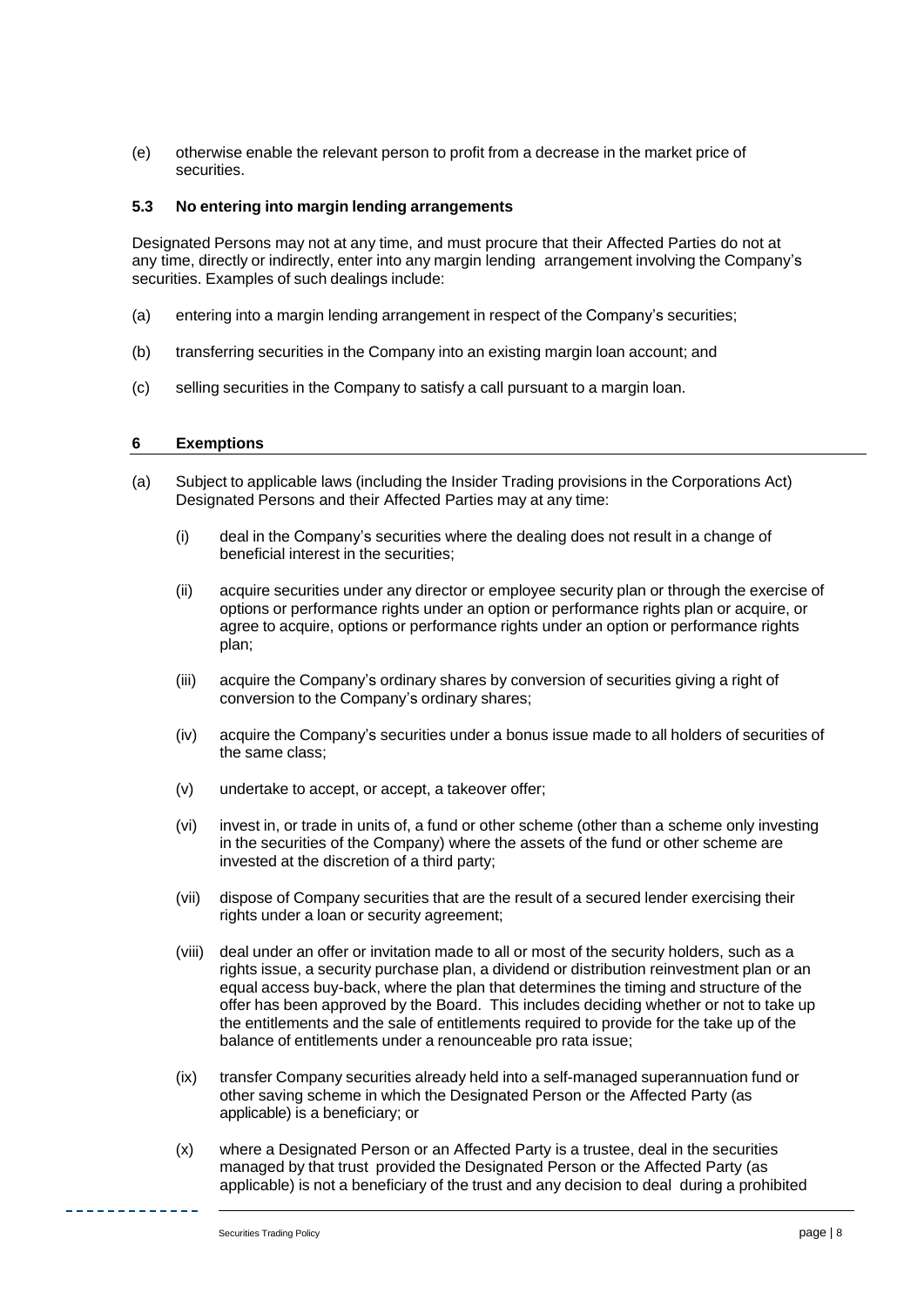(e) otherwise enable the relevant person to profit from a decrease in the market price of securities.

### 5.3 No entering into margin lending arrangements

Designated Persons may not at any time, and must procure that their Affected Parties do not at any time, directly or indirectly, enter into any margin lending arrangement involving the Company's securities. Examples of such dealings include:

(a) entering into a margin lending arrangement in respect of the Company's securities;

(b) transferring securities in the Company into an existing margin loan account; and

(c) selling securities in the Company to satisfy a call pursuant to a margin loan.

## 6 Exemptions

(a) Subject to applicable laws (including the Insider Trading provisions in the Corporations Act) Designated Persons and their Affected Parties may at any time:

- (i) deal in the Company's securities where the dealing does not result in a change of beneficial interest in the securities;
- (ii) acquire securities under any director or employee security plan or through the exercise of options or performance rights under an option or performance rights plan or acquire, or agree to acquire, options or performance rights under an option or performance rights plan;
- (iii) acquire the Company's ordinary shares by conversion of securities giving a right of conversion to the Company's ordinary shares;
- (iv) acquire the Company's securities under a bonus issue made to all holders of securities of the same class;
- (v) undertake to accept, or accept, a takeover offer;
- (vi) invest in, or trade in units of, a fund or other scheme (other than a scheme only investing in the securities of the Company) where the assets of the fund or other scheme are invested at the discretion of a third party;
- (vii) dispose of Company securities that are the result of a secured lender exercising their rights under a loan or security agreement;
- (viii) deal under an offer or invitation made to all or most of the security holders, such as a rights issue, a security purchase plan, a dividend or distribution reinvestment plan or an equal access buy-back, where the plan that determines the timing and structure of the offer has been approved by the Board. This includes deciding whether or not to take up the entitlements and the sale of entitlements required to provide for the take up of the balance of entitlements under a renounceable pro rata issue;
- (ix) transfer Company securities already held into a self-managed superannuation fund or other saving scheme in which the Designated Person or the Affected Party (as applicable) is a beneficiary; or
- (x) where a Designated Person or an Affected Party is a trustee, deal in the securities managed by that trust provided the Designated Person or the Affected Party (as applicable) is not a beneficiary of the trust and any decision to deal during a prohibited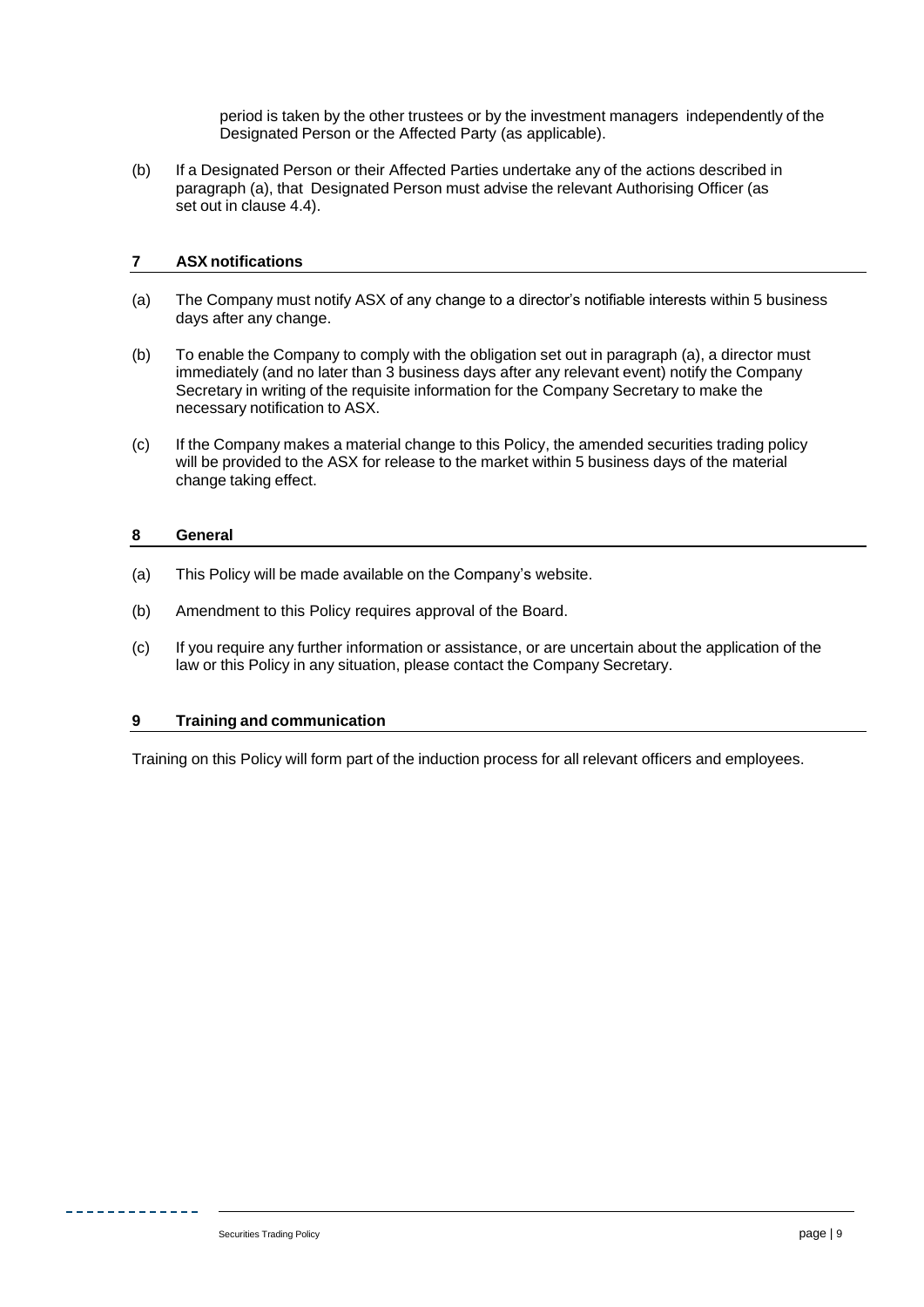period is taken by the other trustees or by the investment managers independently of the Designated Person or the Affected Party (as applicable).

(b) If a Designated Person or their Affected Parties undertake any of the actions described in paragraph (a), that Designated Person must advise the relevant Authorising Officer (as set out in clause 4.4).

## 7 ASX notifications

(a) The Company must notify ASX of any change to a director's notifiable interests within 5 business days after any change.

(b) To enable the Company to comply with the obligation set out in paragraph (a), a director must immediately (and no later than 3 business days after any relevant event) notify the Company Secretary in writing of the requisite information for the Company Secretary to make the necessary notification to ASX.

(c) If the Company makes a material change to this Policy, the amended securities trading policy will be provided to the ASX for release to the market within 5 business days of the material change taking effect.

## 8 General

(a) This Policy will be made available on the Company's website.

(b) Amendment to this Policy requires approval of the Board.

(c) If you require any further information or assistance, or are uncertain about the application of the law or this Policy in any situation, please contact the Company Secretary.

## 9 Training and communication

Training on this Policy will form part of the induction process for all relevant officers and employees.